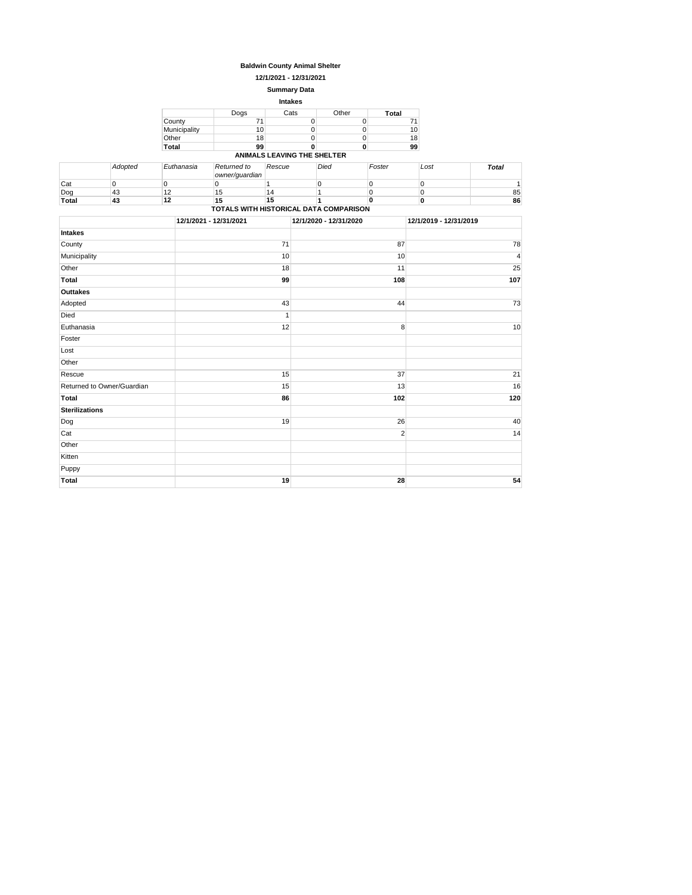# Baldwin County Animal Shelter

## 12/1/2021 - 12/31/2021

### Summary Data

### Intakes

| | Dogs | Cats | Other | **Total** |
|---|---|---|---|---|
| County | 71 | 0 | 0 | 71 |
| Municipality | 10 | 0 | 0 | 10 |
| Other | 18 | 0 | 0 | 18 |
| **Total** | **99** | **0** | **0** | **99** |

### ANIMALS LEAVING THE SHELTER

| | *Adopted* | *Euthanasia* | *Returned to owner/guardian* | *Rescue* | *Died* | *Foster* | *Lost* | ***Total*** |
|---|---|---|---|---|---|---|---|---|
| Cat | 0 | 0 | 0 | 1 | 0 | 0 | 0 | 1 |
| Dog | 43 | 12 | 15 | 14 | 1 | 0 | 0 | 85 |
| **Total** | **43** | **12** | **15** | **15** | **1** | **0** | **0** | **86** |

### TOTALS WITH HISTORICAL DATA COMPARISON

| | 12/1/2021 - 12/31/2021 | 12/1/2020 - 12/31/2020 | 12/1/2019 - 12/31/2019 |
|---|---|---|---|
| **Intakes** | | | |
| County | 71 | 87 | 78 |
| Municipality | 10 | 10 | 4 |
| Other | 18 | 11 | 25 |
| **Total** | **99** | **108** | **107** |
| **Outtakes** | | | |
| Adopted | 43 | 44 | 73 |
| Died | 1 | | |
| Euthanasia | 12 | 8 | 10 |
| Foster | | | |
| Lost | | | |
| Other | | | |
| Rescue | 15 | 37 | 21 |
| Returned to Owner/Guardian | 15 | 13 | 16 |
| **Total** | **86** | **102** | **120** |
| **Sterilizations** | | | |
| Dog | 19 | 26 | 40 |
| Cat | | 2 | 14 |
| Other | | | |
| Kitten | | | |
| Puppy | | | |
| **Total** | **19** | **28** | **54** |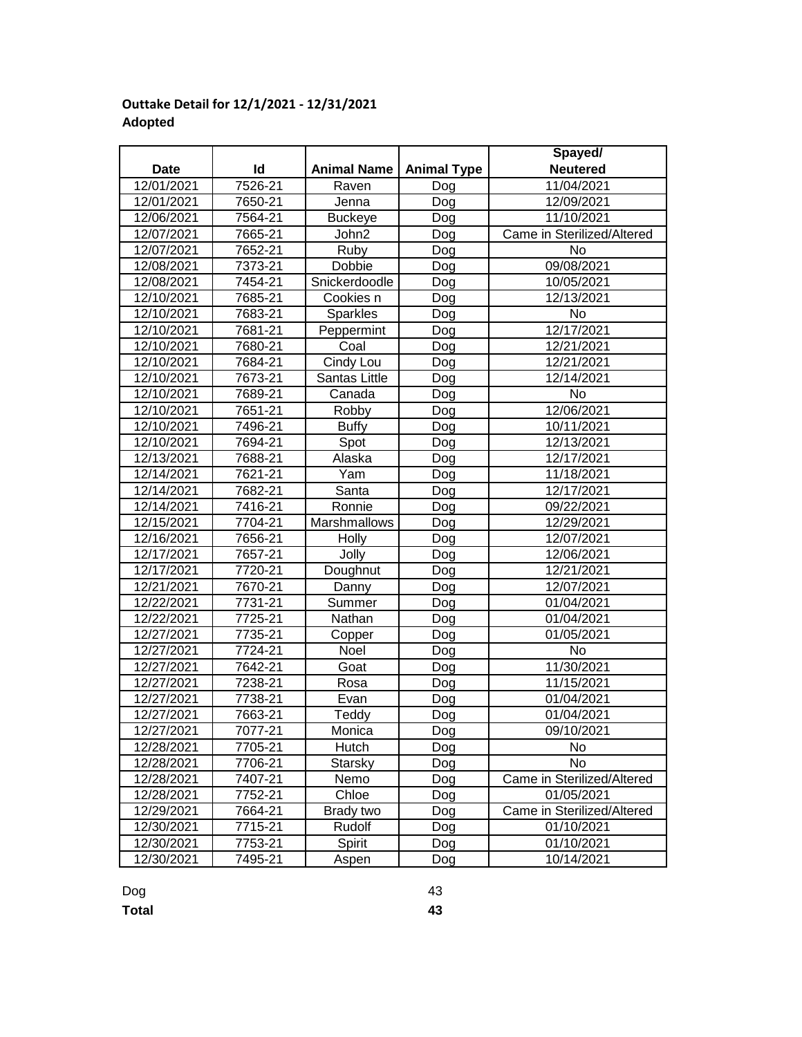**Outtake Detail for 12/1/2021 - 12/31/2021**
**Adopted**

| Date | Id | Animal Name | Animal Type | Spayed/ Neutered |
|---|---|---|---|---|
| 12/01/2021 | 7526-21 | Raven | Dog | 11/04/2021 |
| 12/01/2021 | 7650-21 | Jenna | Dog | 12/09/2021 |
| 12/06/2021 | 7564-21 | Buckeye | Dog | 11/10/2021 |
| 12/07/2021 | 7665-21 | John2 | Dog | Came in Sterilized/Altered |
| 12/07/2021 | 7652-21 | Ruby | Dog | No |
| 12/08/2021 | 7373-21 | Dobbie | Dog | 09/08/2021 |
| 12/08/2021 | 7454-21 | Snickerdoodle | Dog | 10/05/2021 |
| 12/10/2021 | 7685-21 | Cookies n | Dog | 12/13/2021 |
| 12/10/2021 | 7683-21 | Sparkles | Dog | No |
| 12/10/2021 | 7681-21 | Peppermint | Dog | 12/17/2021 |
| 12/10/2021 | 7680-21 | Coal | Dog | 12/21/2021 |
| 12/10/2021 | 7684-21 | Cindy Lou | Dog | 12/21/2021 |
| 12/10/2021 | 7673-21 | Santas Little | Dog | 12/14/2021 |
| 12/10/2021 | 7689-21 | Canada | Dog | No |
| 12/10/2021 | 7651-21 | Robby | Dog | 12/06/2021 |
| 12/10/2021 | 7496-21 | Buffy | Dog | 10/11/2021 |
| 12/10/2021 | 7694-21 | Spot | Dog | 12/13/2021 |
| 12/13/2021 | 7688-21 | Alaska | Dog | 12/17/2021 |
| 12/14/2021 | 7621-21 | Yam | Dog | 11/18/2021 |
| 12/14/2021 | 7682-21 | Santa | Dog | 12/17/2021 |
| 12/14/2021 | 7416-21 | Ronnie | Dog | 09/22/2021 |
| 12/15/2021 | 7704-21 | Marshmallows | Dog | 12/29/2021 |
| 12/16/2021 | 7656-21 | Holly | Dog | 12/07/2021 |
| 12/17/2021 | 7657-21 | Jolly | Dog | 12/06/2021 |
| 12/17/2021 | 7720-21 | Doughnut | Dog | 12/21/2021 |
| 12/21/2021 | 7670-21 | Danny | Dog | 12/07/2021 |
| 12/22/2021 | 7731-21 | Summer | Dog | 01/04/2021 |
| 12/22/2021 | 7725-21 | Nathan | Dog | 01/04/2021 |
| 12/27/2021 | 7735-21 | Copper | Dog | 01/05/2021 |
| 12/27/2021 | 7724-21 | Noel | Dog | No |
| 12/27/2021 | 7642-21 | Goat | Dog | 11/30/2021 |
| 12/27/2021 | 7238-21 | Rosa | Dog | 11/15/2021 |
| 12/27/2021 | 7738-21 | Evan | Dog | 01/04/2021 |
| 12/27/2021 | 7663-21 | Teddy | Dog | 01/04/2021 |
| 12/27/2021 | 7077-21 | Monica | Dog | 09/10/2021 |
| 12/28/2021 | 7705-21 | Hutch | Dog | No |
| 12/28/2021 | 7706-21 | Starsky | Dog | No |
| 12/28/2021 | 7407-21 | Nemo | Dog | Came in Sterilized/Altered |
| 12/28/2021 | 7752-21 | Chloe | Dog | 01/05/2021 |
| 12/29/2021 | 7664-21 | Brady two | Dog | Came in Sterilized/Altered |
| 12/30/2021 | 7715-21 | Rudolf | Dog | 01/10/2021 |
| 12/30/2021 | 7753-21 | Spirit | Dog | 01/10/2021 |
| 12/30/2021 | 7495-21 | Aspen | Dog | 10/14/2021 |

| | |
|---|---|
| Dog | 43 |
| **Total** | **43** |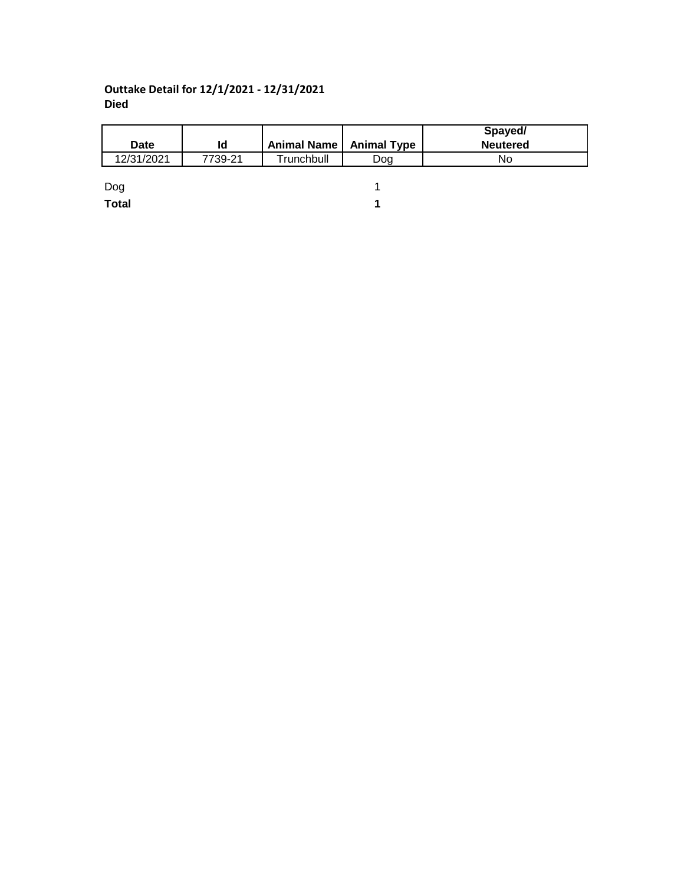**Outtake Detail for 12/1/2021 - 12/31/2021**
**Died**

| Date | Id | Animal Name | Animal Type | Spayed/ Neutered |
| --- | --- | --- | --- | --- |
| 12/31/2021 | 7739-21 | Trunchbull | Dog | No |

| | |
| --- | --- |
| Dog | 1 |
| **Total** | **1** |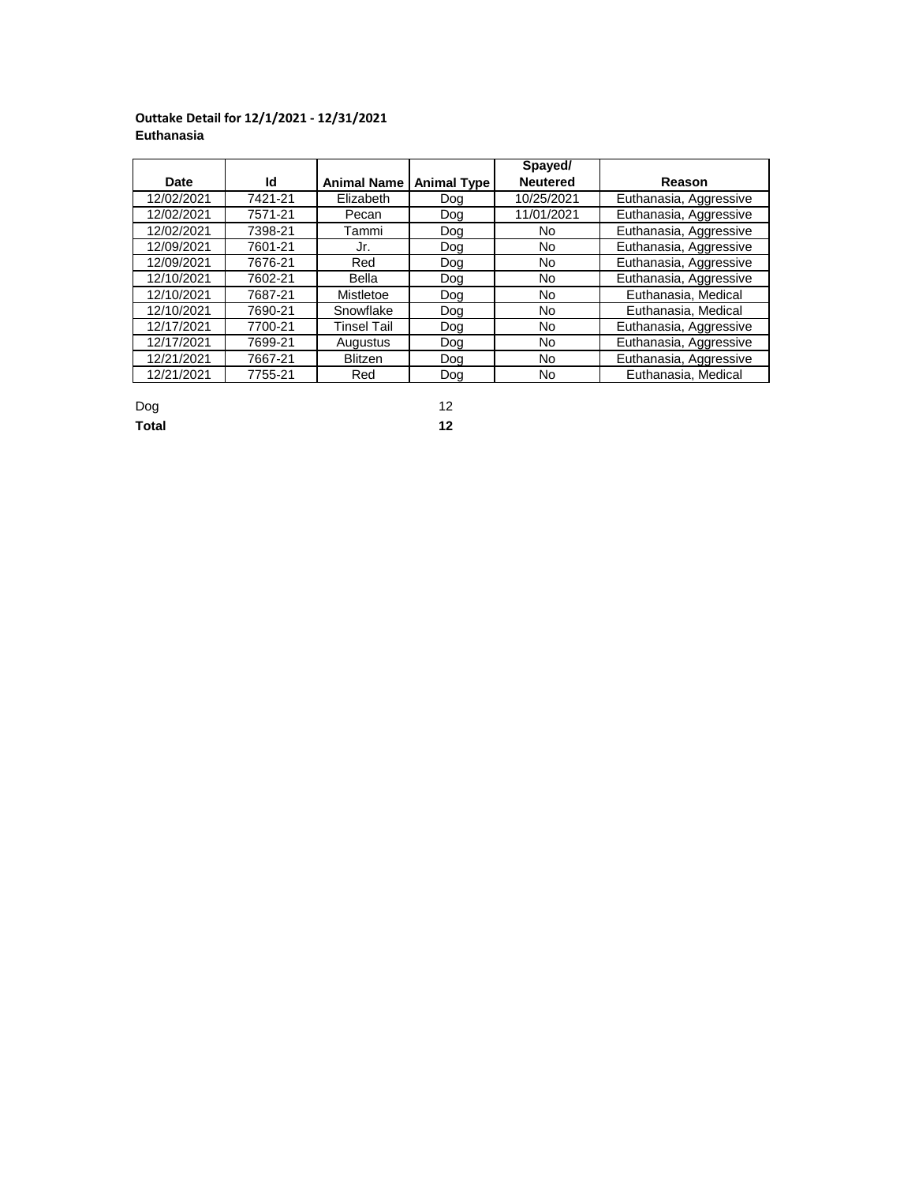**Outtake Detail for 12/1/2021 - 12/31/2021**

**Euthanasia**

| Date | Id | Animal Name | Animal Type | Spayed/ Neutered | Reason |
|---|---|---|---|---|---|
| 12/02/2021 | 7421-21 | Elizabeth | Dog | 10/25/2021 | Euthanasia, Aggressive |
| 12/02/2021 | 7571-21 | Pecan | Dog | 11/01/2021 | Euthanasia, Aggressive |
| 12/02/2021 | 7398-21 | Tammi | Dog | No | Euthanasia, Aggressive |
| 12/09/2021 | 7601-21 | Jr. | Dog | No | Euthanasia, Aggressive |
| 12/09/2021 | 7676-21 | Red | Dog | No | Euthanasia, Aggressive |
| 12/10/2021 | 7602-21 | Bella | Dog | No | Euthanasia, Aggressive |
| 12/10/2021 | 7687-21 | Mistletoe | Dog | No | Euthanasia, Medical |
| 12/10/2021 | 7690-21 | Snowflake | Dog | No | Euthanasia, Medical |
| 12/17/2021 | 7700-21 | Tinsel Tail | Dog | No | Euthanasia, Aggressive |
| 12/17/2021 | 7699-21 | Augustus | Dog | No | Euthanasia, Aggressive |
| 12/21/2021 | 7667-21 | Blitzen | Dog | No | Euthanasia, Aggressive |
| 12/21/2021 | 7755-21 | Red | Dog | No | Euthanasia, Medical |

| | |
|---|---|
| Dog | 12 |
| **Total** | **12** |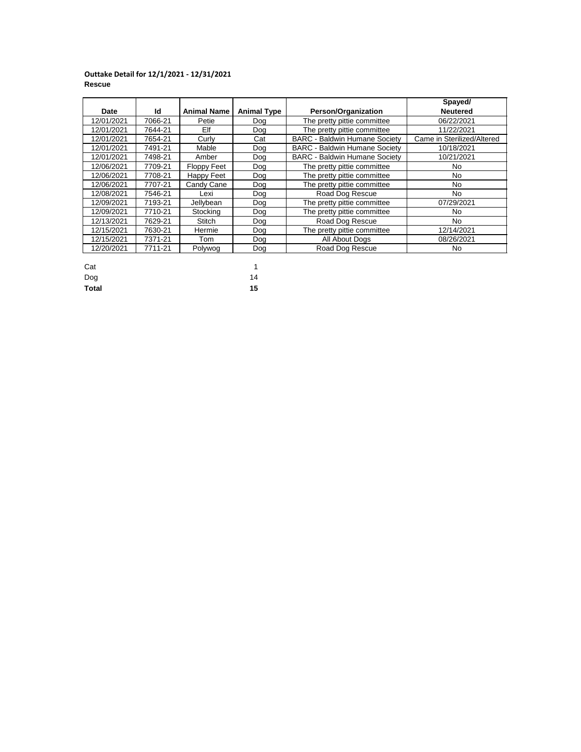**Outtake Detail for 12/1/2021 - 12/31/2021**
**Rescue**

| Date | Id | Animal Name | Animal Type | Person/Organization | Spayed/ Neutered |
|---|---|---|---|---|---|
| 12/01/2021 | 7066-21 | Petie | Dog | The pretty pittie committee | 06/22/2021 |
| 12/01/2021 | 7644-21 | Elf | Dog | The pretty pittie committee | 11/22/2021 |
| 12/01/2021 | 7654-21 | Curly | Cat | BARC - Baldwin Humane Society | Came in Sterilized/Altered |
| 12/01/2021 | 7491-21 | Mable | Dog | BARC - Baldwin Humane Society | 10/18/2021 |
| 12/01/2021 | 7498-21 | Amber | Dog | BARC - Baldwin Humane Society | 10/21/2021 |
| 12/06/2021 | 7709-21 | Floppy Feet | Dog | The pretty pittie committee | No |
| 12/06/2021 | 7708-21 | Happy Feet | Dog | The pretty pittie committee | No |
| 12/06/2021 | 7707-21 | Candy Cane | Dog | The pretty pittie committee | No |
| 12/08/2021 | 7546-21 | Lexi | Dog | Road Dog Rescue | No |
| 12/09/2021 | 7193-21 | Jellybean | Dog | The pretty pittie committee | 07/29/2021 |
| 12/09/2021 | 7710-21 | Stocking | Dog | The pretty pittie committee | No |
| 12/13/2021 | 7629-21 | Stitch | Dog | Road Dog Rescue | No |
| 12/15/2021 | 7630-21 | Hermie | Dog | The pretty pittie committee | 12/14/2021 |
| 12/15/2021 | 7371-21 | Tom | Dog | All About Dogs | 08/26/2021 |
| 12/20/2021 | 7711-21 | Polywog | Dog | Road Dog Rescue | No |

| | |
|---|---|
| Cat | 1 |
| Dog | 14 |
| **Total** | **15** |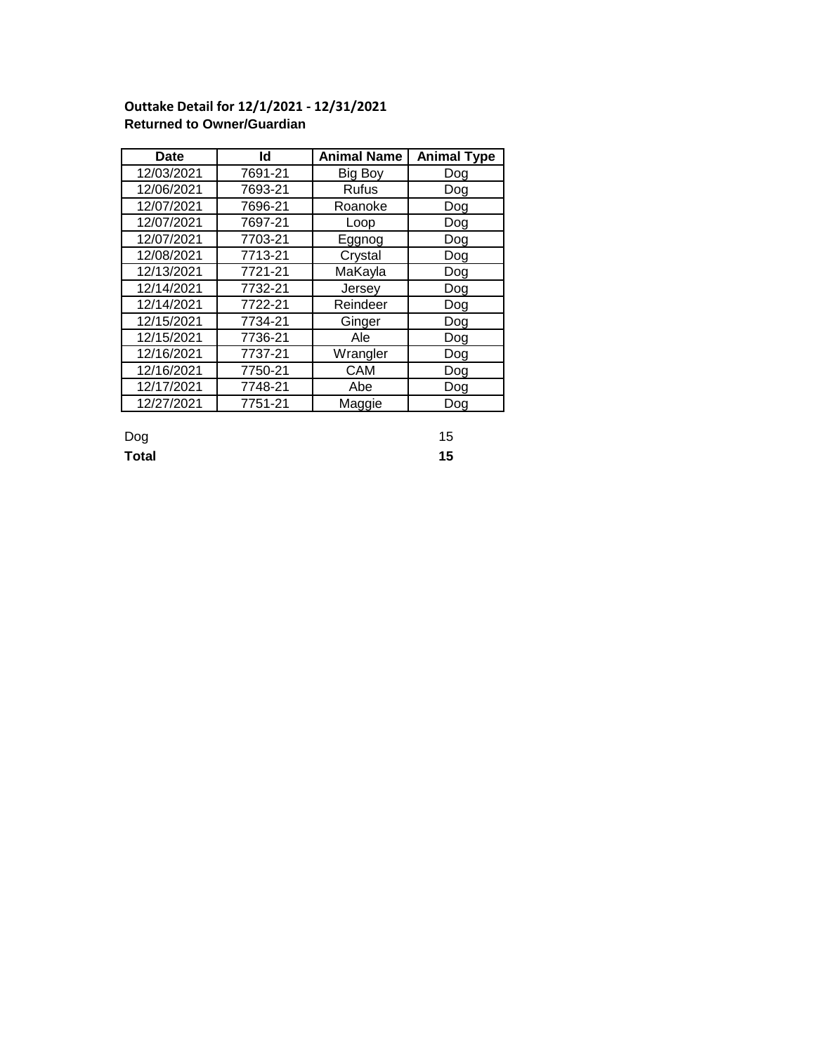**Outtake Detail for 12/1/2021 - 12/31/2021**
**Returned to Owner/Guardian**

| Date | Id | Animal Name | Animal Type |
|---|---|---|---|
| 12/03/2021 | 7691-21 | Big Boy | Dog |
| 12/06/2021 | 7693-21 | Rufus | Dog |
| 12/07/2021 | 7696-21 | Roanoke | Dog |
| 12/07/2021 | 7697-21 | Loop | Dog |
| 12/07/2021 | 7703-21 | Eggnog | Dog |
| 12/08/2021 | 7713-21 | Crystal | Dog |
| 12/13/2021 | 7721-21 | MaKayla | Dog |
| 12/14/2021 | 7732-21 | Jersey | Dog |
| 12/14/2021 | 7722-21 | Reindeer | Dog |
| 12/15/2021 | 7734-21 | Ginger | Dog |
| 12/15/2021 | 7736-21 | Ale | Dog |
| 12/16/2021 | 7737-21 | Wrangler | Dog |
| 12/16/2021 | 7750-21 | CAM | Dog |
| 12/17/2021 | 7748-21 | Abe | Dog |
| 12/27/2021 | 7751-21 | Maggie | Dog |

| | |
|---|---|
| Dog | 15 |
| **Total** | **15** |